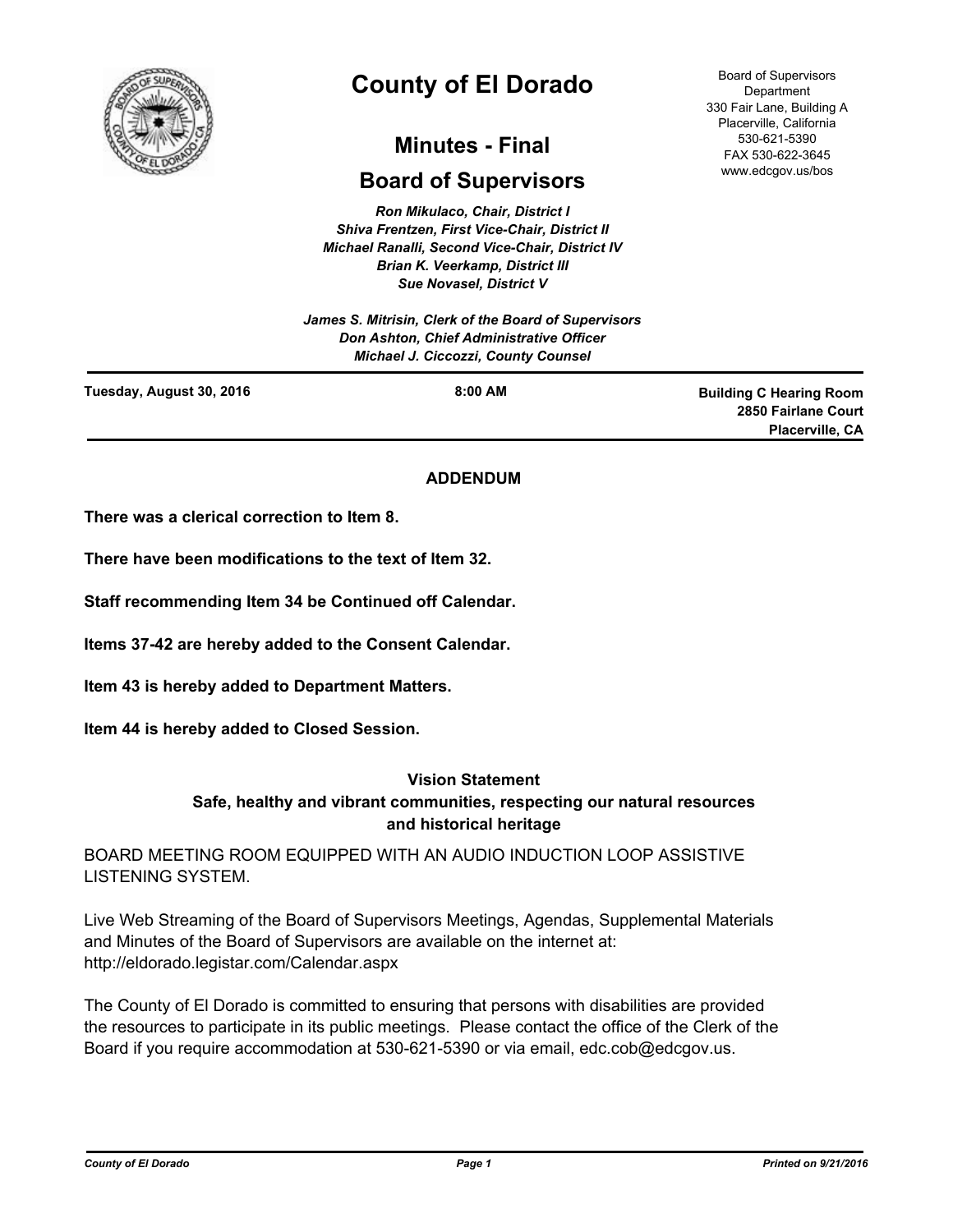# County of El Dorado

## Minutes - Final

## Board of Supervisors

Board of Supervisors Department
330 Fair Lane, Building A
Placerville, California
530-621-5390
FAX 530-622-3645
www.edcgov.us/bos

*Ron Mikulaco, Chair, District I*
*Shiva Frentzen, First Vice-Chair, District II*
*Michael Ranalli, Second Vice-Chair, District IV*
*Brian K. Veerkamp, District III*
*Sue Novasel, District V*

*James S. Mitrisin, Clerk of the Board of Supervisors*
*Don Ashton, Chief Administrative Officer*
*Michael J. Ciccozzi, County Counsel*

**Tuesday, August 30, 2016** | **8:00 AM** | **Building C Hearing Room, 2850 Fairlane Court, Placerville, CA**

**ADDENDUM**

**There was a clerical correction to Item 8.**

**There have been modifications to the text of Item 32.**

**Staff recommending Item 34 be Continued off Calendar.**

**Items 37-42 are hereby added to the Consent Calendar.**

**Item 43 is hereby added to Department Matters.**

**Item 44 is hereby added to Closed Session.**

**Vision Statement**
**Safe, healthy and vibrant communities, respecting our natural resources and historical heritage**

BOARD MEETING ROOM EQUIPPED WITH AN AUDIO INDUCTION LOOP ASSISTIVE LISTENING SYSTEM.

Live Web Streaming of the Board of Supervisors Meetings, Agendas, Supplemental Materials and Minutes of the Board of Supervisors are available on the internet at: http://eldorado.legistar.com/Calendar.aspx

The County of El Dorado is committed to ensuring that persons with disabilities are provided the resources to participate in its public meetings. Please contact the office of the Clerk of the Board if you require accommodation at 530-621-5390 or via email, edc.cob@edcgov.us.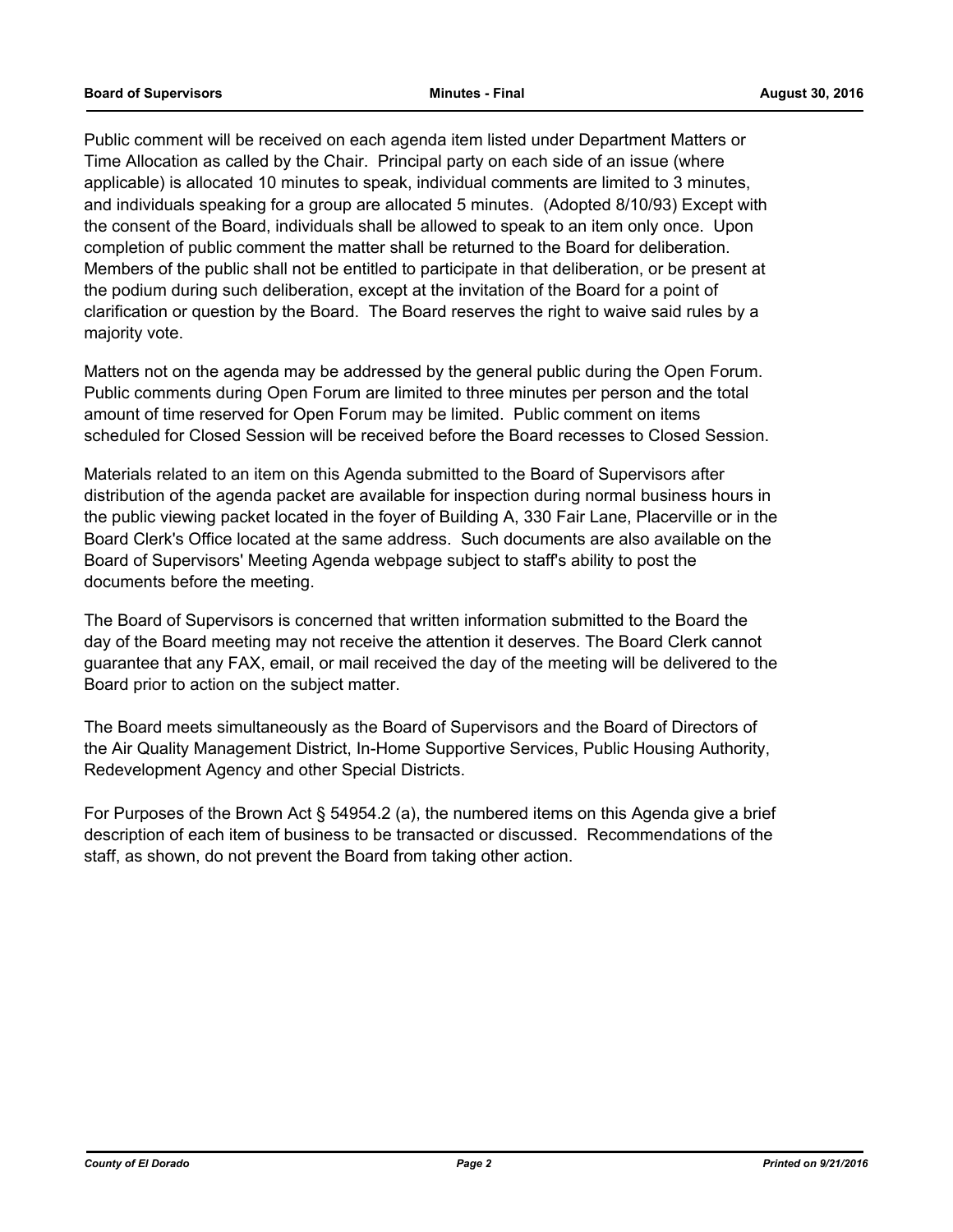Public comment will be received on each agenda item listed under Department Matters or Time Allocation as called by the Chair. Principal party on each side of an issue (where applicable) is allocated 10 minutes to speak, individual comments are limited to 3 minutes, and individuals speaking for a group are allocated 5 minutes. (Adopted 8/10/93) Except with the consent of the Board, individuals shall be allowed to speak to an item only once. Upon completion of public comment the matter shall be returned to the Board for deliberation. Members of the public shall not be entitled to participate in that deliberation, or be present at the podium during such deliberation, except at the invitation of the Board for a point of clarification or question by the Board. The Board reserves the right to waive said rules by a majority vote.

Matters not on the agenda may be addressed by the general public during the Open Forum. Public comments during Open Forum are limited to three minutes per person and the total amount of time reserved for Open Forum may be limited. Public comment on items scheduled for Closed Session will be received before the Board recesses to Closed Session.

Materials related to an item on this Agenda submitted to the Board of Supervisors after distribution of the agenda packet are available for inspection during normal business hours in the public viewing packet located in the foyer of Building A, 330 Fair Lane, Placerville or in the Board Clerk's Office located at the same address. Such documents are also available on the Board of Supervisors' Meeting Agenda webpage subject to staff's ability to post the documents before the meeting.

The Board of Supervisors is concerned that written information submitted to the Board the day of the Board meeting may not receive the attention it deserves. The Board Clerk cannot guarantee that any FAX, email, or mail received the day of the meeting will be delivered to the Board prior to action on the subject matter.

The Board meets simultaneously as the Board of Supervisors and the Board of Directors of the Air Quality Management District, In-Home Supportive Services, Public Housing Authority, Redevelopment Agency and other Special Districts.

For Purposes of the Brown Act § 54954.2 (a), the numbered items on this Agenda give a brief description of each item of business to be transacted or discussed. Recommendations of the staff, as shown, do not prevent the Board from taking other action.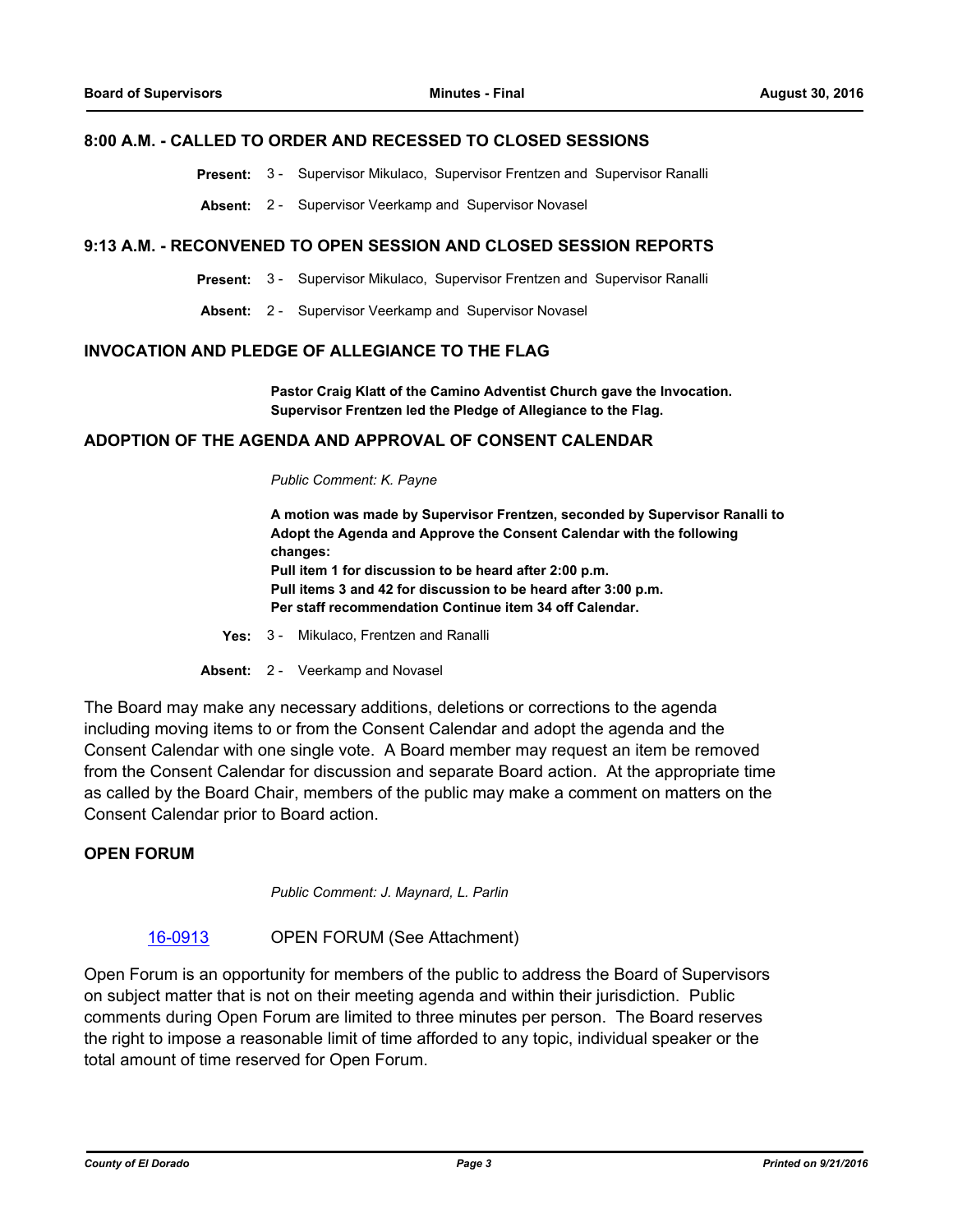## 8:00 A.M. - CALLED TO ORDER AND RECESSED TO CLOSED SESSIONS

**Present:** 3 - Supervisor Mikulaco, Supervisor Frentzen and Supervisor Ranalli

**Absent:** 2 - Supervisor Veerkamp and Supervisor Novasel

## 9:13 A.M. - RECONVENED TO OPEN SESSION AND CLOSED SESSION REPORTS

**Present:** 3 - Supervisor Mikulaco, Supervisor Frentzen and Supervisor Ranalli

**Absent:** 2 - Supervisor Veerkamp and Supervisor Novasel

## INVOCATION AND PLEDGE OF ALLEGIANCE TO THE FLAG

**Pastor Craig Klatt of the Camino Adventist Church gave the Invocation.**
**Supervisor Frentzen led the Pledge of Allegiance to the Flag.**

## ADOPTION OF THE AGENDA AND APPROVAL OF CONSENT CALENDAR

*Public Comment: K. Payne*

**A motion was made by Supervisor Frentzen, seconded by Supervisor Ranalli to Adopt the Agenda and Approve the Consent Calendar with the following changes:**
**Pull item 1 for discussion to be heard after 2:00 p.m.**
**Pull items 3 and 42 for discussion to be heard after 3:00 p.m.**
**Per staff recommendation Continue item 34 off Calendar.**

**Yes:** 3 - Mikulaco, Frentzen and Ranalli

**Absent:** 2 - Veerkamp and Novasel

The Board may make any necessary additions, deletions or corrections to the agenda including moving items to or from the Consent Calendar and adopt the agenda and the Consent Calendar with one single vote. A Board member may request an item be removed from the Consent Calendar for discussion and separate Board action. At the appropriate time as called by the Board Chair, members of the public may make a comment on matters on the Consent Calendar prior to Board action.

## OPEN FORUM

*Public Comment: J. Maynard, L. Parlin*

16-0913 OPEN FORUM (See Attachment)

Open Forum is an opportunity for members of the public to address the Board of Supervisors on subject matter that is not on their meeting agenda and within their jurisdiction. Public comments during Open Forum are limited to three minutes per person. The Board reserves the right to impose a reasonable limit of time afforded to any topic, individual speaker or the total amount of time reserved for Open Forum.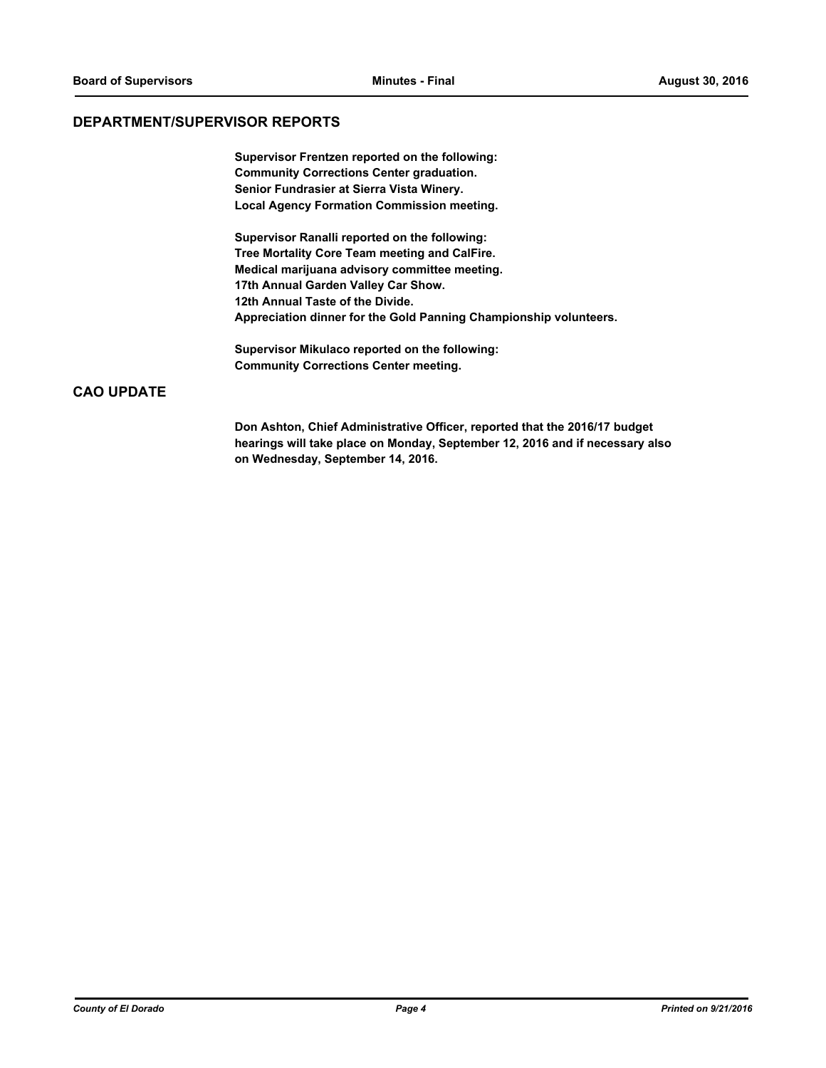## DEPARTMENT/SUPERVISOR REPORTS

**Supervisor Frentzen reported on the following:**
**Community Corrections Center graduation.**
**Senior Fundrasier at Sierra Vista Winery.**
**Local Agency Formation Commission meeting.**

**Supervisor Ranalli reported on the following:**
**Tree Mortality Core Team meeting and CalFire.**
**Medical marijuana advisory committee meeting.**
**17th Annual Garden Valley Car Show.**
**12th Annual Taste of the Divide.**
**Appreciation dinner for the Gold Panning Championship volunteers.**

**Supervisor Mikulaco reported on the following:**
**Community Corrections Center meeting.**

## CAO UPDATE

**Don Ashton, Chief Administrative Officer, reported that the 2016/17 budget hearings will take place on Monday, September 12, 2016 and if necessary also on Wednesday, September 14, 2016.**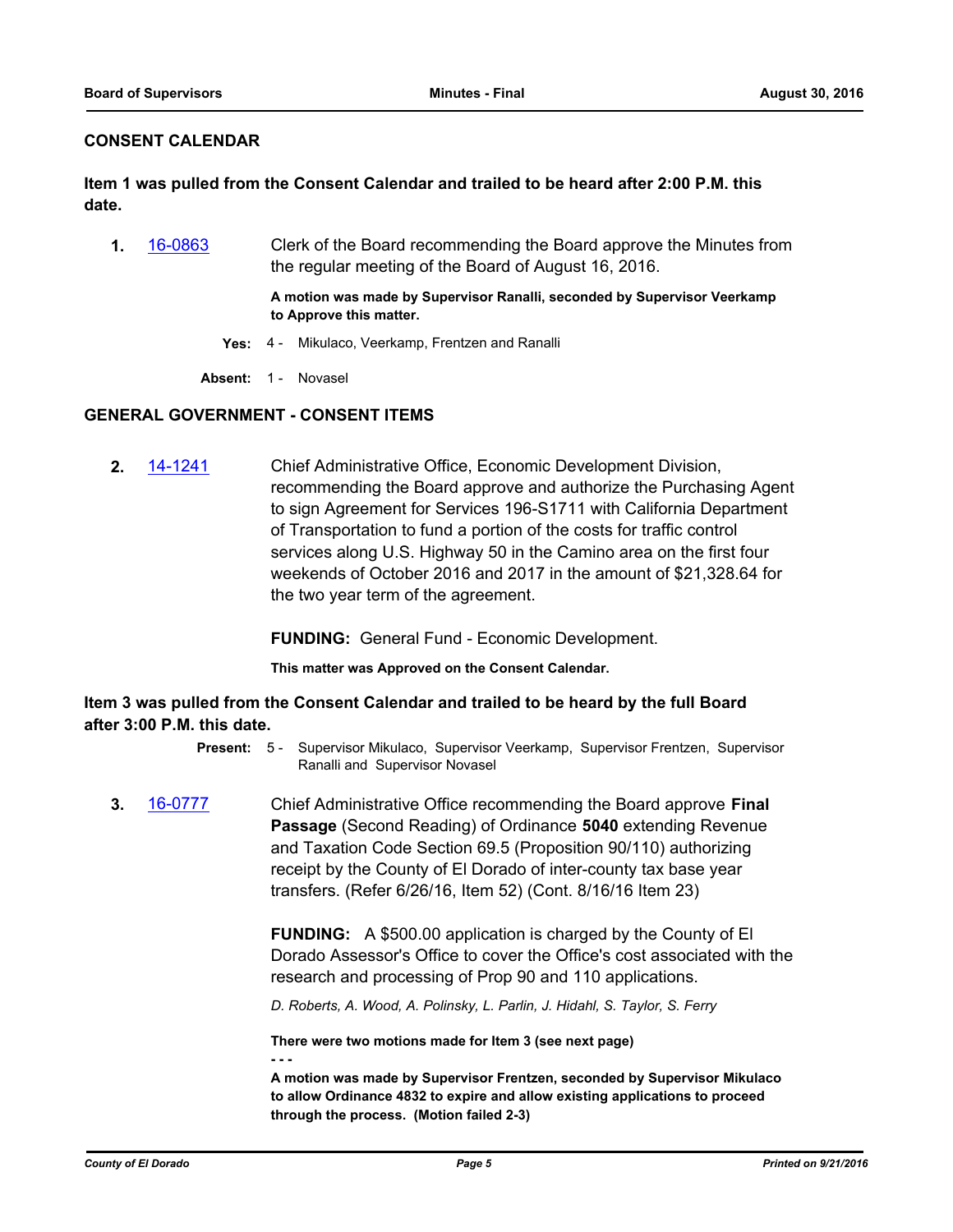## CONSENT CALENDAR

**Item 1 was pulled from the Consent Calendar and trailed to be heard after 2:00 P.M. this date.**

**1.** 16-0863 Clerk of the Board recommending the Board approve the Minutes from the regular meeting of the Board of August 16, 2016.

**A motion was made by Supervisor Ranalli, seconded by Supervisor Veerkamp to Approve this matter.**

**Yes:** 4 - Mikulaco, Veerkamp, Frentzen and Ranalli

**Absent:** 1 - Novasel

## GENERAL GOVERNMENT - CONSENT ITEMS

**2.** 14-1241 Chief Administrative Office, Economic Development Division, recommending the Board approve and authorize the Purchasing Agent to sign Agreement for Services 196-S1711 with California Department of Transportation to fund a portion of the costs for traffic control services along U.S. Highway 50 in the Camino area on the first four weekends of October 2016 and 2017 in the amount of $21,328.64 for the two year term of the agreement.

**FUNDING:** General Fund - Economic Development.

**This matter was Approved on the Consent Calendar.**

**Item 3 was pulled from the Consent Calendar and trailed to be heard by the full Board after 3:00 P.M. this date.**

**Present:** 5 - Supervisor Mikulaco, Supervisor Veerkamp, Supervisor Frentzen, Supervisor Ranalli and Supervisor Novasel

**3.** 16-0777 Chief Administrative Office recommending the Board approve **Final Passage** (Second Reading) of Ordinance **5040** extending Revenue and Taxation Code Section 69.5 (Proposition 90/110) authorizing receipt by the County of El Dorado of inter-county tax base year transfers. (Refer 6/26/16, Item 52) (Cont. 8/16/16 Item 23)

**FUNDING:** A $500.00 application is charged by the County of El Dorado Assessor's Office to cover the Office's cost associated with the research and processing of Prop 90 and 110 applications.

*D. Roberts, A. Wood, A. Polinsky, L. Parlin, J. Hidahl, S. Taylor, S. Ferry*

**There were two motions made for Item 3 (see next page)**

**- - -**

**A motion was made by Supervisor Frentzen, seconded by Supervisor Mikulaco to allow Ordinance 4832 to expire and allow existing applications to proceed through the process. (Motion failed 2-3)**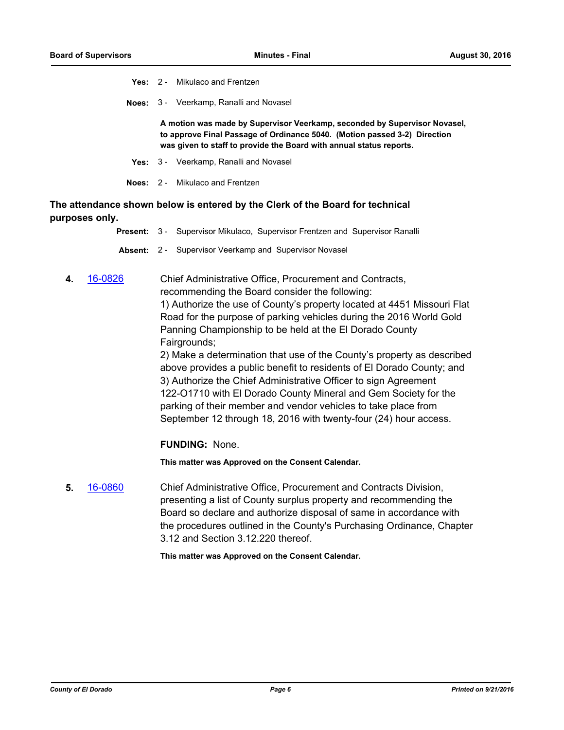**Yes:** 2 - Mikulaco and Frentzen

**Noes:** 3 - Veerkamp, Ranalli and Novasel

**A motion was made by Supervisor Veerkamp, seconded by Supervisor Novasel, to approve Final Passage of Ordinance 5040. (Motion passed 3-2) Direction was given to staff to provide the Board with annual status reports.**

**Yes:** 3 - Veerkamp, Ranalli and Novasel

**Noes:** 2 - Mikulaco and Frentzen

**The attendance shown below is entered by the Clerk of the Board for technical purposes only.**

**Present:** 3 - Supervisor Mikulaco, Supervisor Frentzen and Supervisor Ranalli

**Absent:** 2 - Supervisor Veerkamp and Supervisor Novasel

**4.** 16-0826 Chief Administrative Office, Procurement and Contracts, recommending the Board consider the following:

1) Authorize the use of County's property located at 4451 Missouri Flat Road for the purpose of parking vehicles during the 2016 World Gold Panning Championship to be held at the El Dorado County Fairgrounds;
2) Make a determination that use of the County's property as described above provides a public benefit to residents of El Dorado County; and
3) Authorize the Chief Administrative Officer to sign Agreement 122-O1710 with El Dorado County Mineral and Gem Society for the parking of their member and vendor vehicles to take place from September 12 through 18, 2016 with twenty-four (24) hour access.

**FUNDING:** None.

**This matter was Approved on the Consent Calendar.**

**5.** 16-0860 Chief Administrative Office, Procurement and Contracts Division, presenting a list of County surplus property and recommending the Board so declare and authorize disposal of same in accordance with the procedures outlined in the County's Purchasing Ordinance, Chapter 3.12 and Section 3.12.220 thereof.

**This matter was Approved on the Consent Calendar.**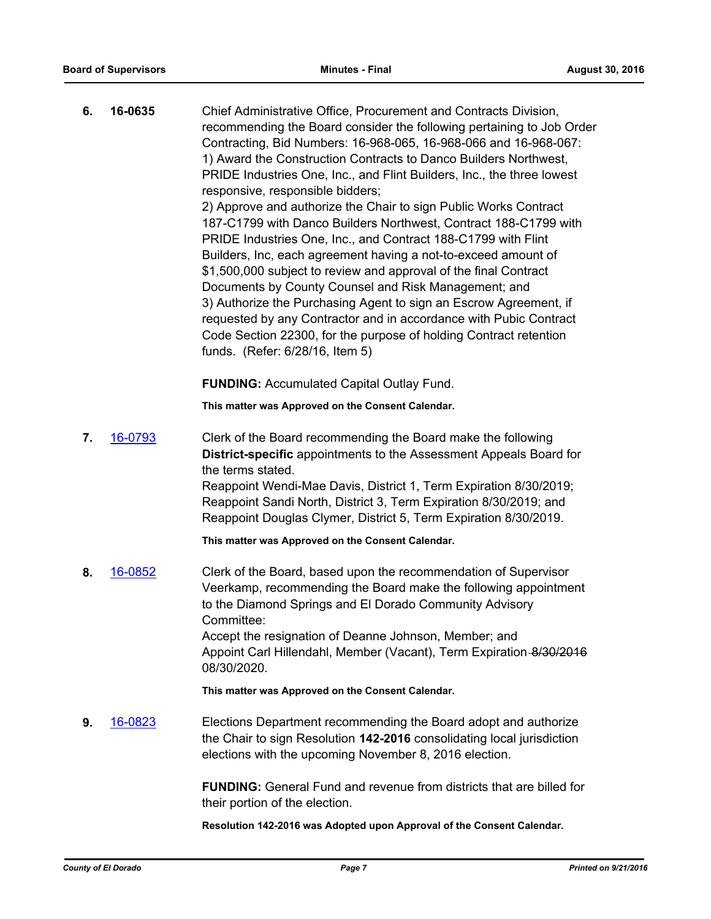**6. 16-0635** Chief Administrative Office, Procurement and Contracts Division, recommending the Board consider the following pertaining to Job Order Contracting, Bid Numbers: 16-968-065, 16-968-066 and 16-968-067:

1) Award the Construction Contracts to Danco Builders Northwest, PRIDE Industries One, Inc., and Flint Builders, Inc., the three lowest responsive, responsible bidders;

2) Approve and authorize the Chair to sign Public Works Contract 187-C1799 with Danco Builders Northwest, Contract 188-C1799 with PRIDE Industries One, Inc., and Contract 188-C1799 with Flint Builders, Inc, each agreement having a not-to-exceed amount of $1,500,000 subject to review and approval of the final Contract Documents by County Counsel and Risk Management; and

3) Authorize the Purchasing Agent to sign an Escrow Agreement, if requested by any Contractor and in accordance with Pubic Contract Code Section 22300, for the purpose of holding Contract retention funds. (Refer: 6/28/16, Item 5)

**FUNDING:** Accumulated Capital Outlay Fund.

**This matter was Approved on the Consent Calendar.**

**7. 16-0793** Clerk of the Board recommending the Board make the following **District-specific** appointments to the Assessment Appeals Board for the terms stated.

Reappoint Wendi-Mae Davis, District 1, Term Expiration 8/30/2019;
Reappoint Sandi North, District 3, Term Expiration 8/30/2019; and
Reappoint Douglas Clymer, District 5, Term Expiration 8/30/2019.

**This matter was Approved on the Consent Calendar.**

**8. 16-0852** Clerk of the Board, based upon the recommendation of Supervisor Veerkamp, recommending the Board make the following appointment to the Diamond Springs and El Dorado Community Advisory Committee:

Accept the resignation of Deanne Johnson, Member; and
Appoint Carl Hillendahl, Member (Vacant), Term Expiration ~~8/30/2016~~ 08/30/2020.

**This matter was Approved on the Consent Calendar.**

**9. 16-0823** Elections Department recommending the Board adopt and authorize the Chair to sign Resolution **142-2016** consolidating local jurisdiction elections with the upcoming November 8, 2016 election.

**FUNDING:** General Fund and revenue from districts that are billed for their portion of the election.

**Resolution 142-2016 was Adopted upon Approval of the Consent Calendar.**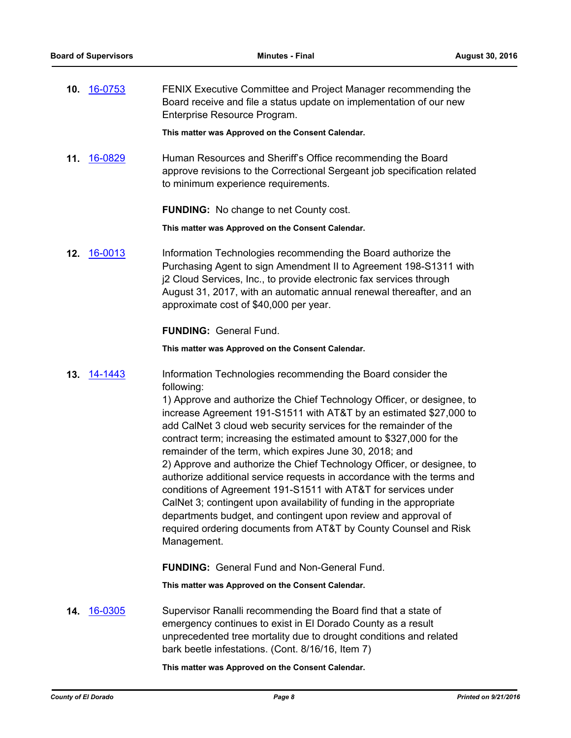**10.** 16-0753 FENIX Executive Committee and Project Manager recommending the Board receive and file a status update on implementation of our new Enterprise Resource Program.

**This matter was Approved on the Consent Calendar.**

**11.** 16-0829 Human Resources and Sheriff's Office recommending the Board approve revisions to the Correctional Sergeant job specification related to minimum experience requirements.

**FUNDING:** No change to net County cost.

**This matter was Approved on the Consent Calendar.**

**12.** 16-0013 Information Technologies recommending the Board authorize the Purchasing Agent to sign Amendment II to Agreement 198-S1311 with j2 Cloud Services, Inc., to provide electronic fax services through August 31, 2017, with an automatic annual renewal thereafter, and an approximate cost of $40,000 per year.

**FUNDING:** General Fund.

**This matter was Approved on the Consent Calendar.**

**13.** 14-1443 Information Technologies recommending the Board consider the following:

1) Approve and authorize the Chief Technology Officer, or designee, to increase Agreement 191-S1511 with AT&T by an estimated $27,000 to add CalNet 3 cloud web security services for the remainder of the contract term; increasing the estimated amount to $327,000 for the remainder of the term, which expires June 30, 2018; and

2) Approve and authorize the Chief Technology Officer, or designee, to authorize additional service requests in accordance with the terms and conditions of Agreement 191-S1511 with AT&T for services under CalNet 3; contingent upon availability of funding in the appropriate departments budget, and contingent upon review and approval of required ordering documents from AT&T by County Counsel and Risk Management.

**FUNDING:** General Fund and Non-General Fund.

**This matter was Approved on the Consent Calendar.**

**14.** 16-0305 Supervisor Ranalli recommending the Board find that a state of emergency continues to exist in El Dorado County as a result unprecedented tree mortality due to drought conditions and related bark beetle infestations. (Cont. 8/16/16, Item 7)

**This matter was Approved on the Consent Calendar.**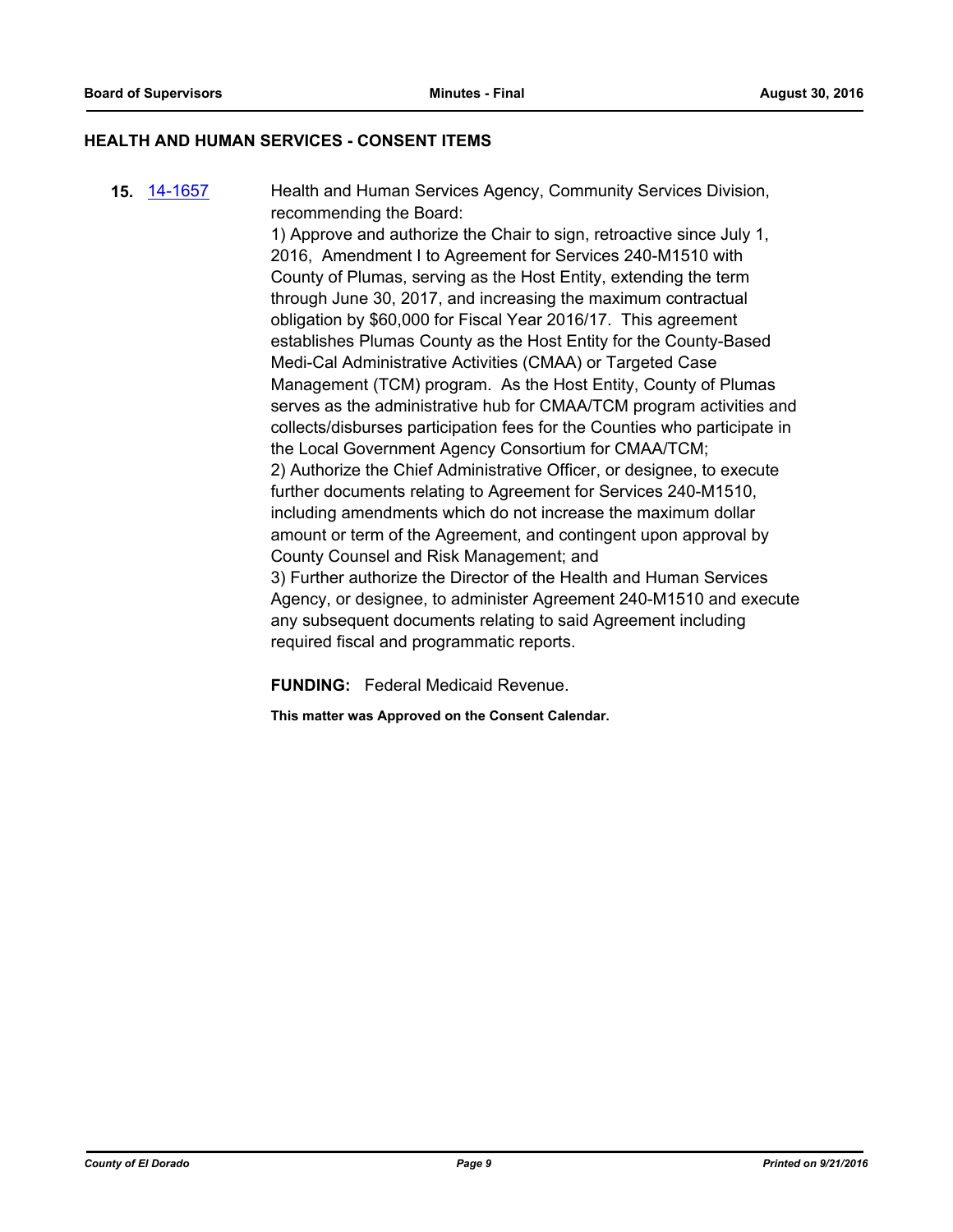## HEALTH AND HUMAN SERVICES - CONSENT ITEMS

**15.** 14-1657

Health and Human Services Agency, Community Services Division, recommending the Board:

1) Approve and authorize the Chair to sign, retroactive since July 1, 2016, Amendment I to Agreement for Services 240-M1510 with County of Plumas, serving as the Host Entity, extending the term through June 30, 2017, and increasing the maximum contractual obligation by $60,000 for Fiscal Year 2016/17. This agreement establishes Plumas County as the Host Entity for the County-Based Medi-Cal Administrative Activities (CMAA) or Targeted Case Management (TCM) program. As the Host Entity, County of Plumas serves as the administrative hub for CMAA/TCM program activities and collects/disburses participation fees for the Counties who participate in the Local Government Agency Consortium for CMAA/TCM;

2) Authorize the Chief Administrative Officer, or designee, to execute further documents relating to Agreement for Services 240-M1510, including amendments which do not increase the maximum dollar amount or term of the Agreement, and contingent upon approval by County Counsel and Risk Management; and

3) Further authorize the Director of the Health and Human Services Agency, or designee, to administer Agreement 240-M1510 and execute any subsequent documents relating to said Agreement including required fiscal and programmatic reports.

**FUNDING:** Federal Medicaid Revenue.

**This matter was Approved on the Consent Calendar.**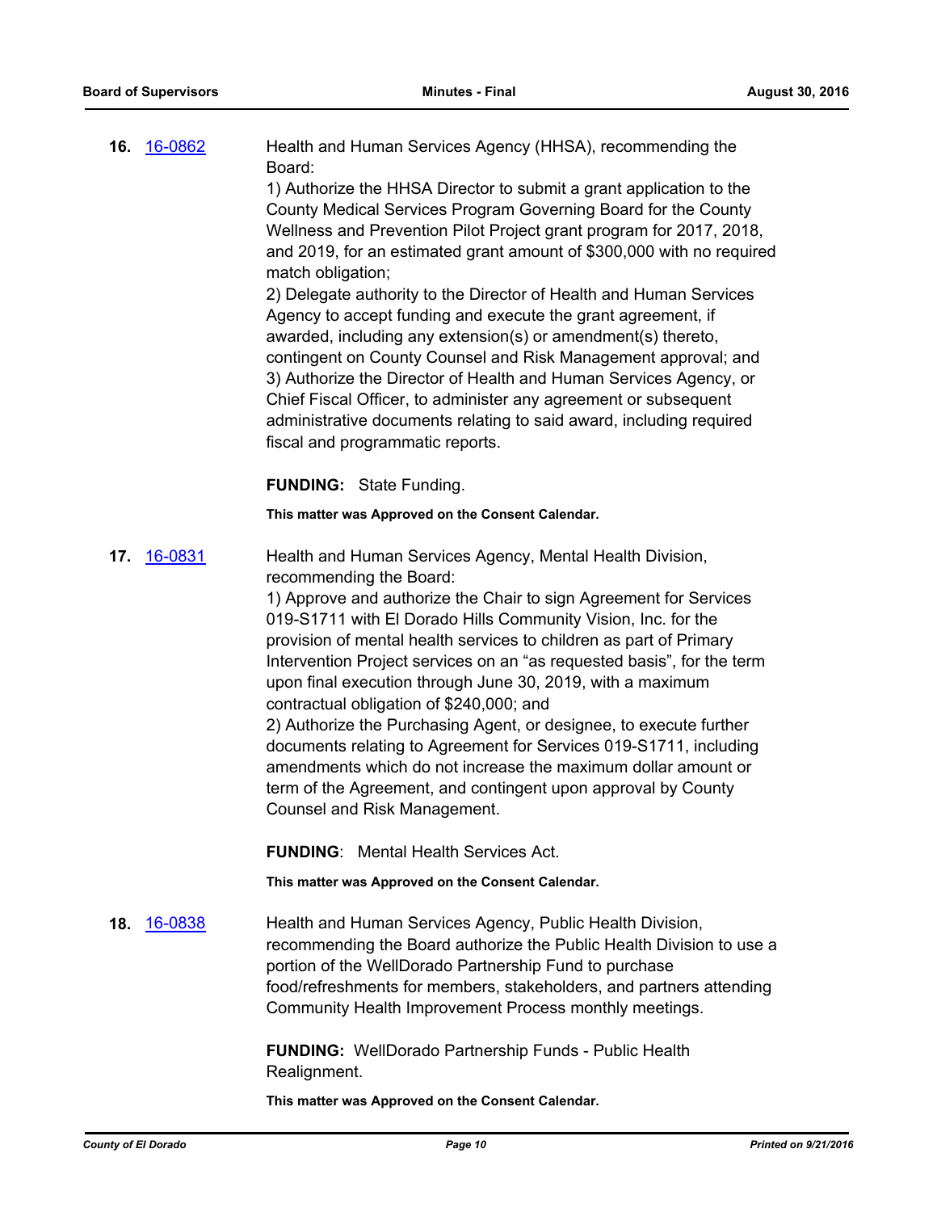**16.** [16-0862](16-0862)

Health and Human Services Agency (HHSA), recommending the Board:

1) Authorize the HHSA Director to submit a grant application to the County Medical Services Program Governing Board for the County Wellness and Prevention Pilot Project grant program for 2017, 2018, and 2019, for an estimated grant amount of $300,000 with no required match obligation;

2) Delegate authority to the Director of Health and Human Services Agency to accept funding and execute the grant agreement, if awarded, including any extension(s) or amendment(s) thereto, contingent on County Counsel and Risk Management approval; and

3) Authorize the Director of Health and Human Services Agency, or Chief Fiscal Officer, to administer any agreement or subsequent administrative documents relating to said award, including required fiscal and programmatic reports.

**FUNDING:** State Funding.

**This matter was Approved on the Consent Calendar.**

**17.** [16-0831](16-0831)

Health and Human Services Agency, Mental Health Division, recommending the Board:

1) Approve and authorize the Chair to sign Agreement for Services 019-S1711 with El Dorado Hills Community Vision, Inc. for the provision of mental health services to children as part of Primary Intervention Project services on an "as requested basis", for the term upon final execution through June 30, 2019, with a maximum contractual obligation of $240,000; and

2) Authorize the Purchasing Agent, or designee, to execute further documents relating to Agreement for Services 019-S1711, including amendments which do not increase the maximum dollar amount or term of the Agreement, and contingent upon approval by County Counsel and Risk Management.

**FUNDING**: Mental Health Services Act.

**This matter was Approved on the Consent Calendar.**

**18.** [16-0838](16-0838)

Health and Human Services Agency, Public Health Division, recommending the Board authorize the Public Health Division to use a portion of the WellDorado Partnership Fund to purchase food/refreshments for members, stakeholders, and partners attending Community Health Improvement Process monthly meetings.

**FUNDING:** WellDorado Partnership Funds - Public Health Realignment.

**This matter was Approved on the Consent Calendar.**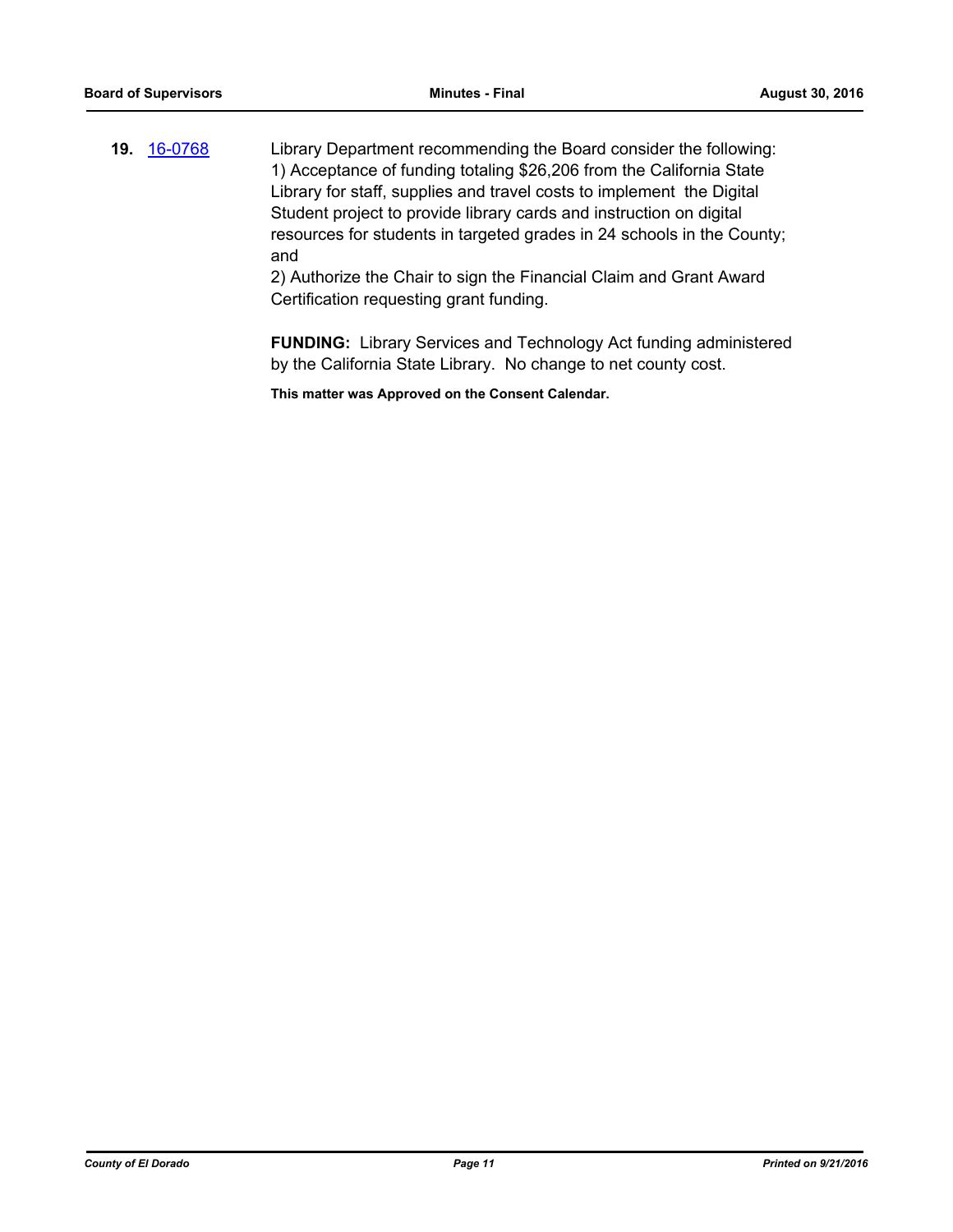**19.** 16-0768

Library Department recommending the Board consider the following:
1) Acceptance of funding totaling $26,206 from the California State Library for staff, supplies and travel costs to implement the Digital Student project to provide library cards and instruction on digital resources for students in targeted grades in 24 schools in the County; and
2) Authorize the Chair to sign the Financial Claim and Grant Award Certification requesting grant funding.

**FUNDING:** Library Services and Technology Act funding administered by the California State Library. No change to net county cost.

**This matter was Approved on the Consent Calendar.**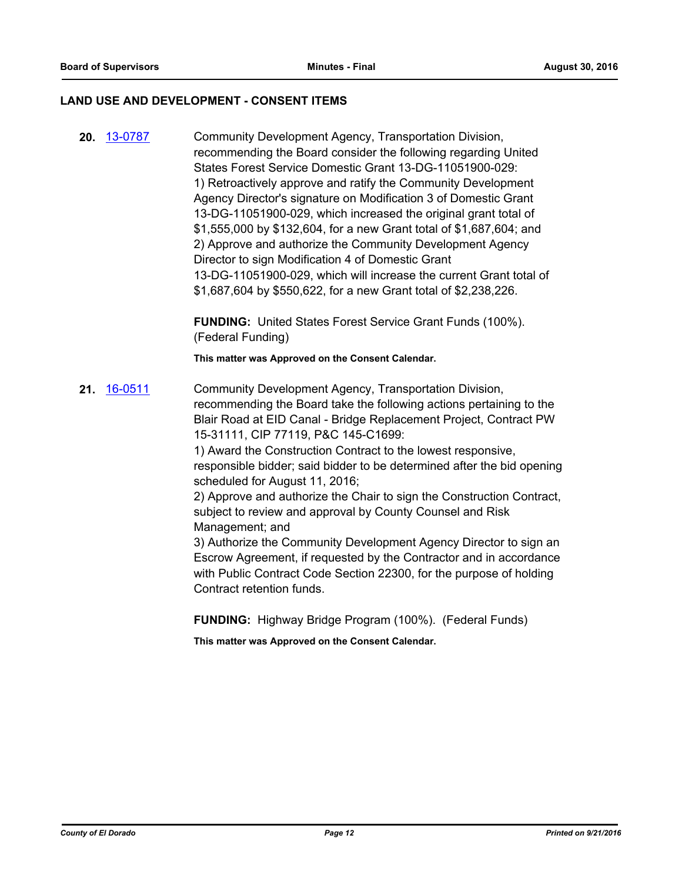## LAND USE AND DEVELOPMENT - CONSENT ITEMS

**20.** 13-0787

Community Development Agency, Transportation Division, recommending the Board consider the following regarding United States Forest Service Domestic Grant 13-DG-11051900-029:
1) Retroactively approve and ratify the Community Development Agency Director's signature on Modification 3 of Domestic Grant 13-DG-11051900-029, which increased the original grant total of $1,555,000 by $132,604, for a new Grant total of $1,687,604; and
2) Approve and authorize the Community Development Agency Director to sign Modification 4 of Domestic Grant 13-DG-11051900-029, which will increase the current Grant total of $1,687,604 by $550,622, for a new Grant total of $2,238,226.

**FUNDING:** United States Forest Service Grant Funds (100%). (Federal Funding)

**This matter was Approved on the Consent Calendar.**

**21.** 16-0511

Community Development Agency, Transportation Division, recommending the Board take the following actions pertaining to the Blair Road at EID Canal - Bridge Replacement Project, Contract PW 15-31111, CIP 77119, P&C 145-C1699:
1) Award the Construction Contract to the lowest responsive, responsible bidder; said bidder to be determined after the bid opening scheduled for August 11, 2016;
2) Approve and authorize the Chair to sign the Construction Contract, subject to review and approval by County Counsel and Risk Management; and
3) Authorize the Community Development Agency Director to sign an Escrow Agreement, if requested by the Contractor and in accordance with Public Contract Code Section 22300, for the purpose of holding Contract retention funds.

**FUNDING:** Highway Bridge Program (100%). (Federal Funds)

**This matter was Approved on the Consent Calendar.**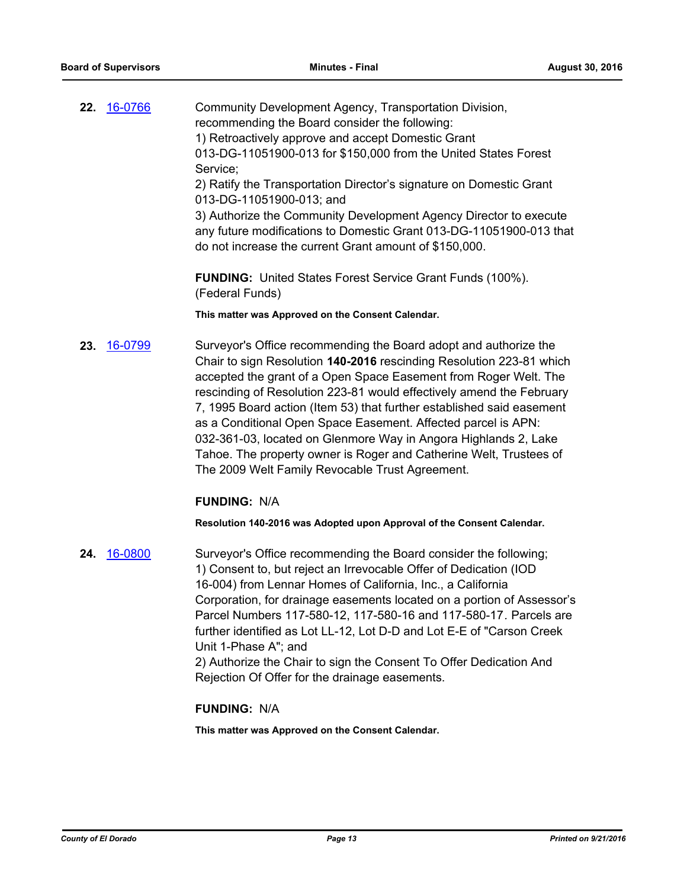**22.** [16-0766](16-0766)

Community Development Agency, Transportation Division, recommending the Board consider the following:
1) Retroactively approve and accept Domestic Grant 013-DG-11051900-013 for $150,000 from the United States Forest Service;
2) Ratify the Transportation Director's signature on Domestic Grant 013-DG-11051900-013; and
3) Authorize the Community Development Agency Director to execute any future modifications to Domestic Grant 013-DG-11051900-013 that do not increase the current Grant amount of $150,000.

**FUNDING:** United States Forest Service Grant Funds (100%). (Federal Funds)

**This matter was Approved on the Consent Calendar.**

**23.** [16-0799](16-0799)

Surveyor's Office recommending the Board adopt and authorize the Chair to sign Resolution **140-2016** rescinding Resolution 223-81 which accepted the grant of a Open Space Easement from Roger Welt. The rescinding of Resolution 223-81 would effectively amend the February 7, 1995 Board action (Item 53) that further established said easement as a Conditional Open Space Easement. Affected parcel is APN: 032-361-03, located on Glenmore Way in Angora Highlands 2, Lake Tahoe. The property owner is Roger and Catherine Welt, Trustees of The 2009 Welt Family Revocable Trust Agreement.

**FUNDING:** N/A

**Resolution 140-2016 was Adopted upon Approval of the Consent Calendar.**

**24.** [16-0800](16-0800)

Surveyor's Office recommending the Board consider the following;
1) Consent to, but reject an Irrevocable Offer of Dedication (IOD 16-004) from Lennar Homes of California, Inc., a California Corporation, for drainage easements located on a portion of Assessor's Parcel Numbers 117-580-12, 117-580-16 and 117-580-17. Parcels are further identified as Lot LL-12, Lot D-D and Lot E-E of "Carson Creek Unit 1-Phase A"; and
2) Authorize the Chair to sign the Consent To Offer Dedication And Rejection Of Offer for the drainage easements.

**FUNDING:** N/A

**This matter was Approved on the Consent Calendar.**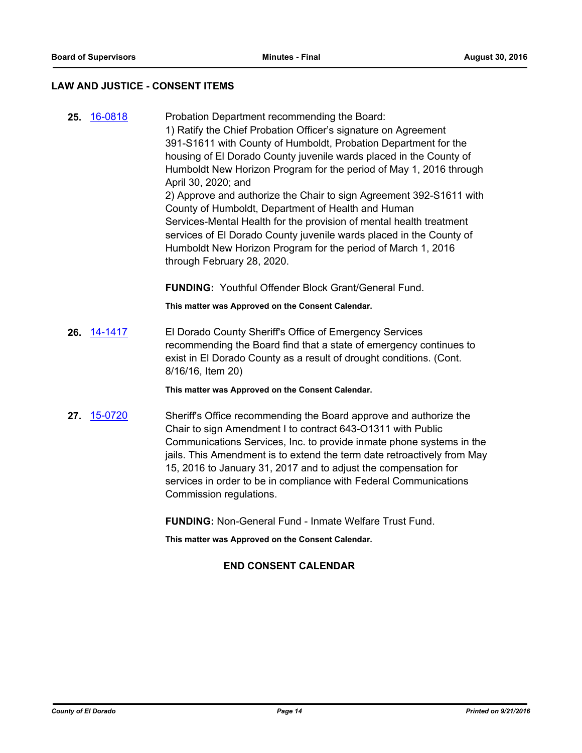## LAW AND JUSTICE - CONSENT ITEMS

**25.** 16-0818

Probation Department recommending the Board:
1) Ratify the Chief Probation Officer's signature on Agreement 391-S1611 with County of Humboldt, Probation Department for the housing of El Dorado County juvenile wards placed in the County of Humboldt New Horizon Program for the period of May 1, 2016 through April 30, 2020; and
2) Approve and authorize the Chair to sign Agreement 392-S1611 with County of Humboldt, Department of Health and Human Services-Mental Health for the provision of mental health treatment services of El Dorado County juvenile wards placed in the County of Humboldt New Horizon Program for the period of March 1, 2016 through February 28, 2020.

**FUNDING:** Youthful Offender Block Grant/General Fund.

**This matter was Approved on the Consent Calendar.**

**26.** 14-1417

El Dorado County Sheriff's Office of Emergency Services recommending the Board find that a state of emergency continues to exist in El Dorado County as a result of drought conditions. (Cont. 8/16/16, Item 20)

**This matter was Approved on the Consent Calendar.**

**27.** 15-0720

Sheriff's Office recommending the Board approve and authorize the Chair to sign Amendment I to contract 643-O1311 with Public Communications Services, Inc. to provide inmate phone systems in the jails. This Amendment is to extend the term date retroactively from May 15, 2016 to January 31, 2017 and to adjust the compensation for services in order to be in compliance with Federal Communications Commission regulations.

**FUNDING:** Non-General Fund - Inmate Welfare Trust Fund.

**This matter was Approved on the Consent Calendar.**

**END CONSENT CALENDAR**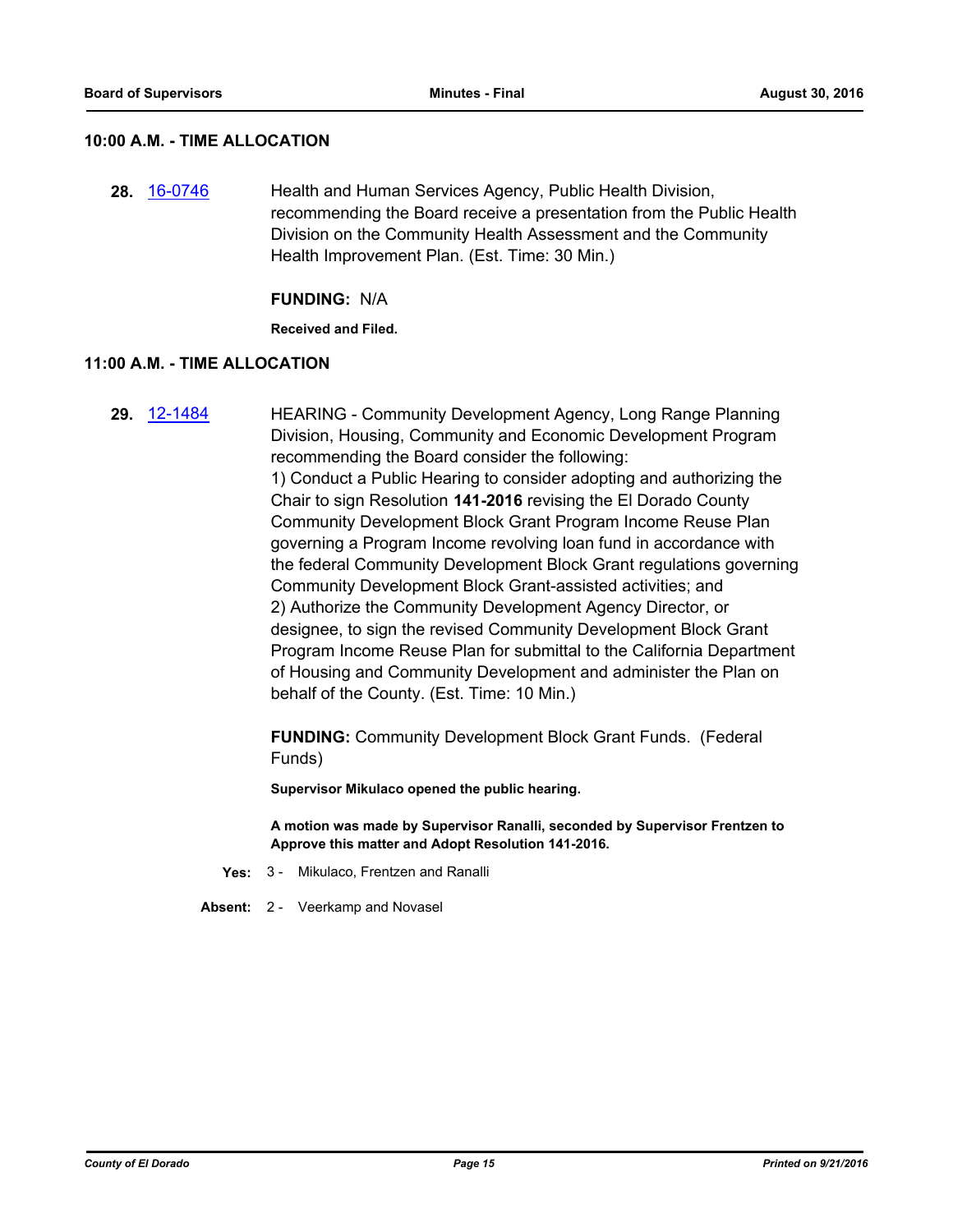## 10:00 A.M. - TIME ALLOCATION

**28.** [16-0746] Health and Human Services Agency, Public Health Division, recommending the Board receive a presentation from the Public Health Division on the Community Health Assessment and the Community Health Improvement Plan. (Est. Time: 30 Min.)

**FUNDING:** N/A

**Received and Filed.**

## 11:00 A.M. - TIME ALLOCATION

**29.** [12-1484] HEARING - Community Development Agency, Long Range Planning Division, Housing, Community and Economic Development Program recommending the Board consider the following:

1) Conduct a Public Hearing to consider adopting and authorizing the Chair to sign Resolution **141-2016** revising the El Dorado County Community Development Block Grant Program Income Reuse Plan governing a Program Income revolving loan fund in accordance with the federal Community Development Block Grant regulations governing Community Development Block Grant-assisted activities; and

2) Authorize the Community Development Agency Director, or designee, to sign the revised Community Development Block Grant Program Income Reuse Plan for submittal to the California Department of Housing and Community Development and administer the Plan on behalf of the County. (Est. Time: 10 Min.)

**FUNDING:** Community Development Block Grant Funds. (Federal Funds)

**Supervisor Mikulaco opened the public hearing.**

**A motion was made by Supervisor Ranalli, seconded by Supervisor Frentzen to Approve this matter and Adopt Resolution 141-2016.**

**Yes:** 3 - Mikulaco, Frentzen and Ranalli

**Absent:** 2 - Veerkamp and Novasel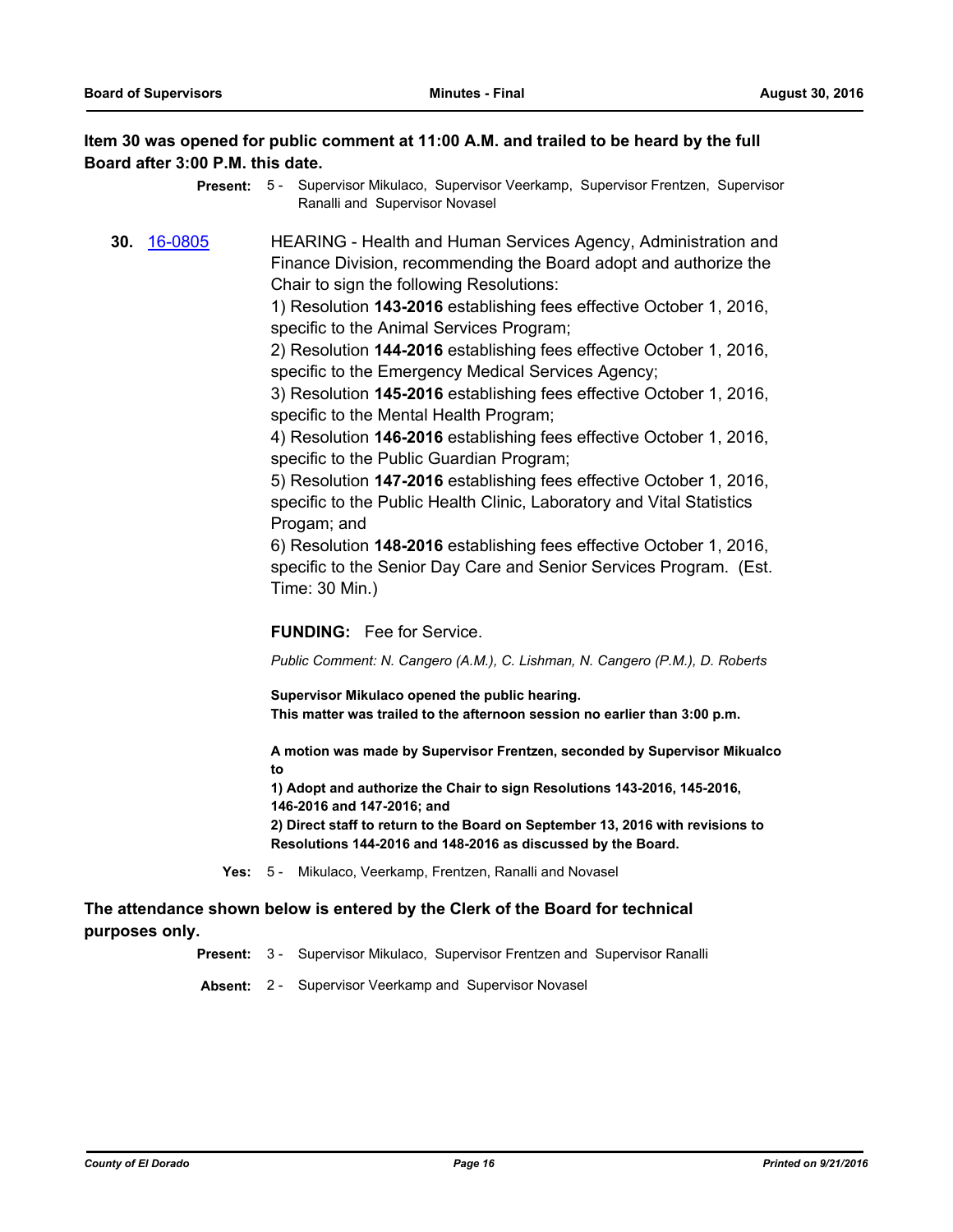**Item 30 was opened for public comment at 11:00 A.M. and trailed to be heard by the full Board after 3:00 P.M. this date.**

**Present:** 5 - Supervisor Mikulaco, Supervisor Veerkamp, Supervisor Frentzen, Supervisor Ranalli and Supervisor Novasel

**30.** [16-0805](16-0805) HEARING - Health and Human Services Agency, Administration and Finance Division, recommending the Board adopt and authorize the Chair to sign the following Resolutions:

1) Resolution **143-2016** establishing fees effective October 1, 2016, specific to the Animal Services Program;
2) Resolution **144-2016** establishing fees effective October 1, 2016, specific to the Emergency Medical Services Agency;
3) Resolution **145-2016** establishing fees effective October 1, 2016, specific to the Mental Health Program;
4) Resolution **146-2016** establishing fees effective October 1, 2016, specific to the Public Guardian Program;
5) Resolution **147-2016** establishing fees effective October 1, 2016, specific to the Public Health Clinic, Laboratory and Vital Statistics Progam; and
6) Resolution **148-2016** establishing fees effective October 1, 2016, specific to the Senior Day Care and Senior Services Program. (Est. Time: 30 Min.)

**FUNDING:** Fee for Service.

*Public Comment: N. Cangero (A.M.), C. Lishman, N. Cangero (P.M.), D. Roberts*

**Supervisor Mikulaco opened the public hearing.**
**This matter was trailed to the afternoon session no earlier than 3:00 p.m.**

**A motion was made by Supervisor Frentzen, seconded by Supervisor Mikualco to**
**1) Adopt and authorize the Chair to sign Resolutions 143-2016, 145-2016, 146-2016 and 147-2016; and**
**2) Direct staff to return to the Board on September 13, 2016 with revisions to Resolutions 144-2016 and 148-2016 as discussed by the Board.**

**Yes:** 5 - Mikulaco, Veerkamp, Frentzen, Ranalli and Novasel

**The attendance shown below is entered by the Clerk of the Board for technical purposes only.**

**Present:** 3 - Supervisor Mikulaco, Supervisor Frentzen and Supervisor Ranalli

**Absent:** 2 - Supervisor Veerkamp and Supervisor Novasel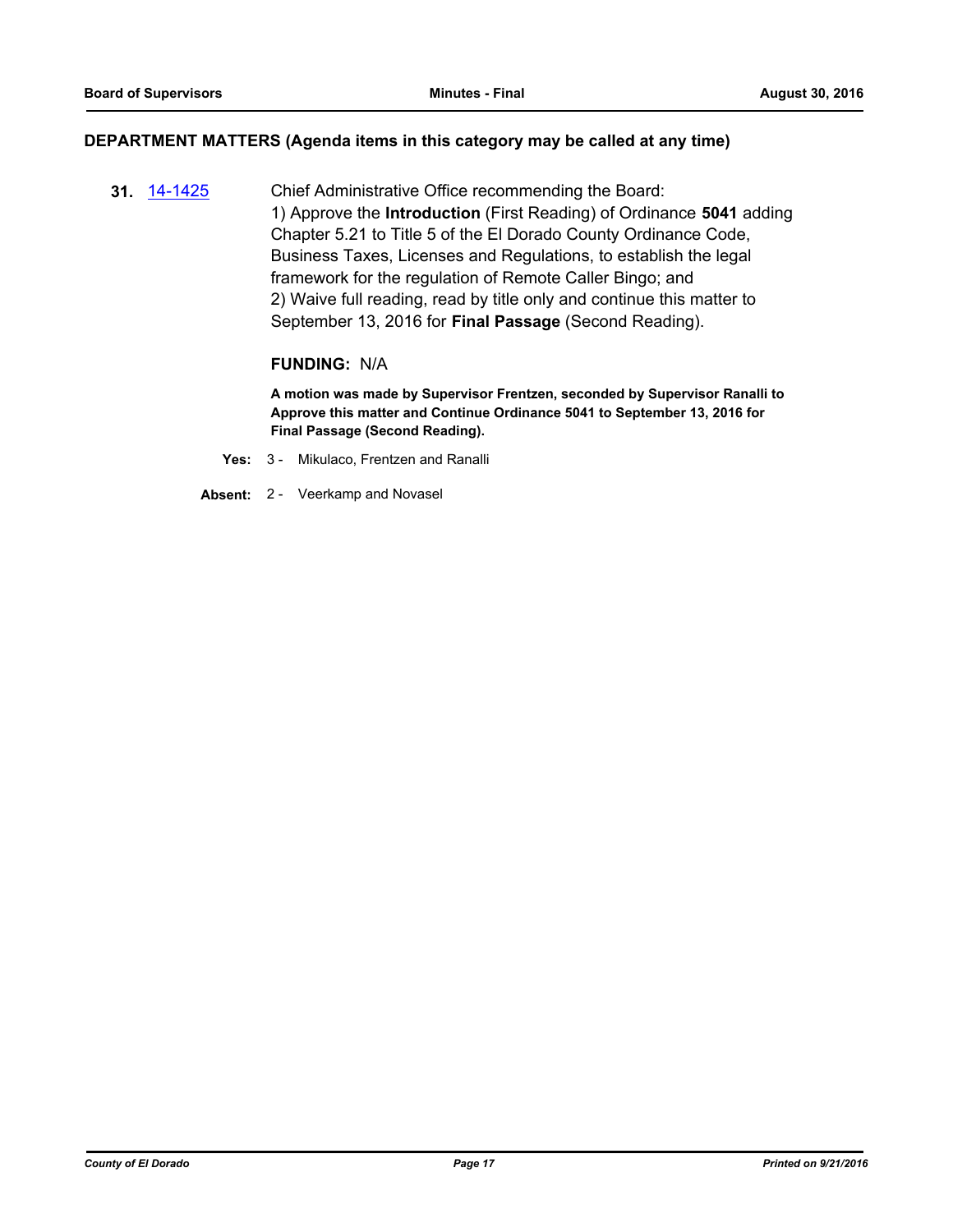## DEPARTMENT MATTERS (Agenda items in this category may be called at any time)

**31.** 14-1425

Chief Administrative Office recommending the Board:
1) Approve the **Introduction** (First Reading) of Ordinance **5041** adding Chapter 5.21 to Title 5 of the El Dorado County Ordinance Code, Business Taxes, Licenses and Regulations, to establish the legal framework for the regulation of Remote Caller Bingo; and
2) Waive full reading, read by title only and continue this matter to September 13, 2016 for **Final Passage** (Second Reading).

**FUNDING:** N/A

**A motion was made by Supervisor Frentzen, seconded by Supervisor Ranalli to Approve this matter and Continue Ordinance 5041 to September 13, 2016 for Final Passage (Second Reading).**

**Yes:** 3 - Mikulaco, Frentzen and Ranalli

**Absent:** 2 - Veerkamp and Novasel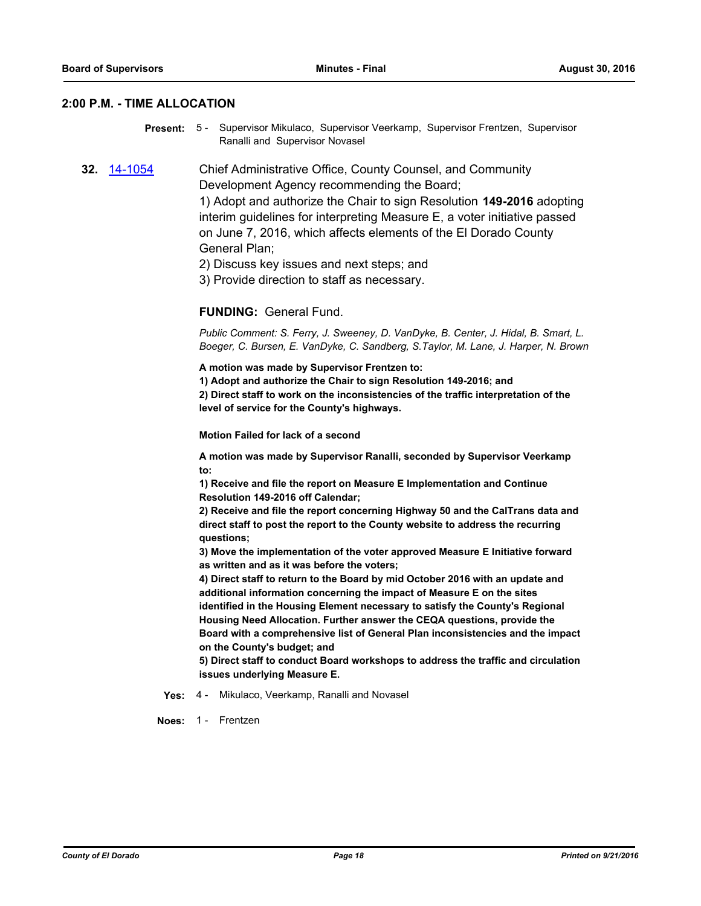## 2:00 P.M. - TIME ALLOCATION

**Present:** 5 - Supervisor Mikulaco, Supervisor Veerkamp, Supervisor Frentzen, Supervisor Ranalli and Supervisor Novasel

**32.** [14-1054] Chief Administrative Office, County Counsel, and Community Development Agency recommending the Board;

1) Adopt and authorize the Chair to sign Resolution **149-2016** adopting interim guidelines for interpreting Measure E, a voter initiative passed on June 7, 2016, which affects elements of the El Dorado County General Plan;

2) Discuss key issues and next steps; and

3) Provide direction to staff as necessary.

**FUNDING:** General Fund.

*Public Comment: S. Ferry, J. Sweeney, D. VanDyke, B. Center, J. Hidal, B. Smart, L. Boeger, C. Bursen, E. VanDyke, C. Sandberg, S.Taylor, M. Lane, J. Harper, N. Brown*

**A motion was made by Supervisor Frentzen to:**
**1) Adopt and authorize the Chair to sign Resolution 149-2016; and**
**2) Direct staff to work on the inconsistencies of the traffic interpretation of the level of service for the County's highways.**

**Motion Failed for lack of a second**

**A motion was made by Supervisor Ranalli, seconded by Supervisor Veerkamp to:**
**1) Receive and file the report on Measure E Implementation and Continue Resolution 149-2016 off Calendar;**
**2) Receive and file the report concerning Highway 50 and the CalTrans data and direct staff to post the report to the County website to address the recurring questions;**
**3) Move the implementation of the voter approved Measure E Initiative forward as written and as it was before the voters;**
**4) Direct staff to return to the Board by mid October 2016 with an update and additional information concerning the impact of Measure E on the sites identified in the Housing Element necessary to satisfy the County's Regional Housing Need Allocation. Further answer the CEQA questions, provide the Board with a comprehensive list of General Plan inconsistencies and the impact on the County's budget; and**
**5) Direct staff to conduct Board workshops to address the traffic and circulation issues underlying Measure E.**

**Yes:** 4 - Mikulaco, Veerkamp, Ranalli and Novasel

**Noes:** 1 - Frentzen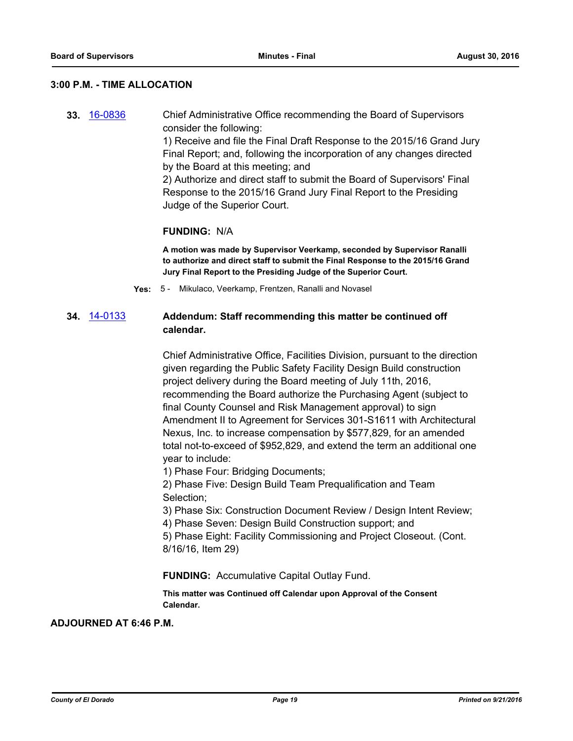**3:00 P.M. - TIME ALLOCATION**

**33.** 16-0836

Chief Administrative Office recommending the Board of Supervisors consider the following:
1) Receive and file the Final Draft Response to the 2015/16 Grand Jury Final Report; and, following the incorporation of any changes directed by the Board at this meeting; and
2) Authorize and direct staff to submit the Board of Supervisors' Final Response to the 2015/16 Grand Jury Final Report to the Presiding Judge of the Superior Court.

**FUNDING:** N/A

**A motion was made by Supervisor Veerkamp, seconded by Supervisor Ranalli to authorize and direct staff to submit the Final Response to the 2015/16 Grand Jury Final Report to the Presiding Judge of the Superior Court.**

**Yes:** 5 - Mikulaco, Veerkamp, Frentzen, Ranalli and Novasel

**34.** 14-0133

**Addendum: Staff recommending this matter be continued off calendar.**

Chief Administrative Office, Facilities Division, pursuant to the direction given regarding the Public Safety Facility Design Build construction project delivery during the Board meeting of July 11th, 2016, recommending the Board authorize the Purchasing Agent (subject to final County Counsel and Risk Management approval) to sign Amendment II to Agreement for Services 301-S1611 with Architectural Nexus, Inc. to increase compensation by $577,829, for an amended total not-to-exceed of $952,829, and extend the term an additional one year to include:
1) Phase Four: Bridging Documents;
2) Phase Five: Design Build Team Prequalification and Team Selection;
3) Phase Six: Construction Document Review / Design Intent Review;
4) Phase Seven: Design Build Construction support; and
5) Phase Eight: Facility Commissioning and Project Closeout. (Cont. 8/16/16, Item 29)

**FUNDING:** Accumulative Capital Outlay Fund.

**This matter was Continued off Calendar upon Approval of the Consent Calendar.**

**ADJOURNED AT 6:46 P.M.**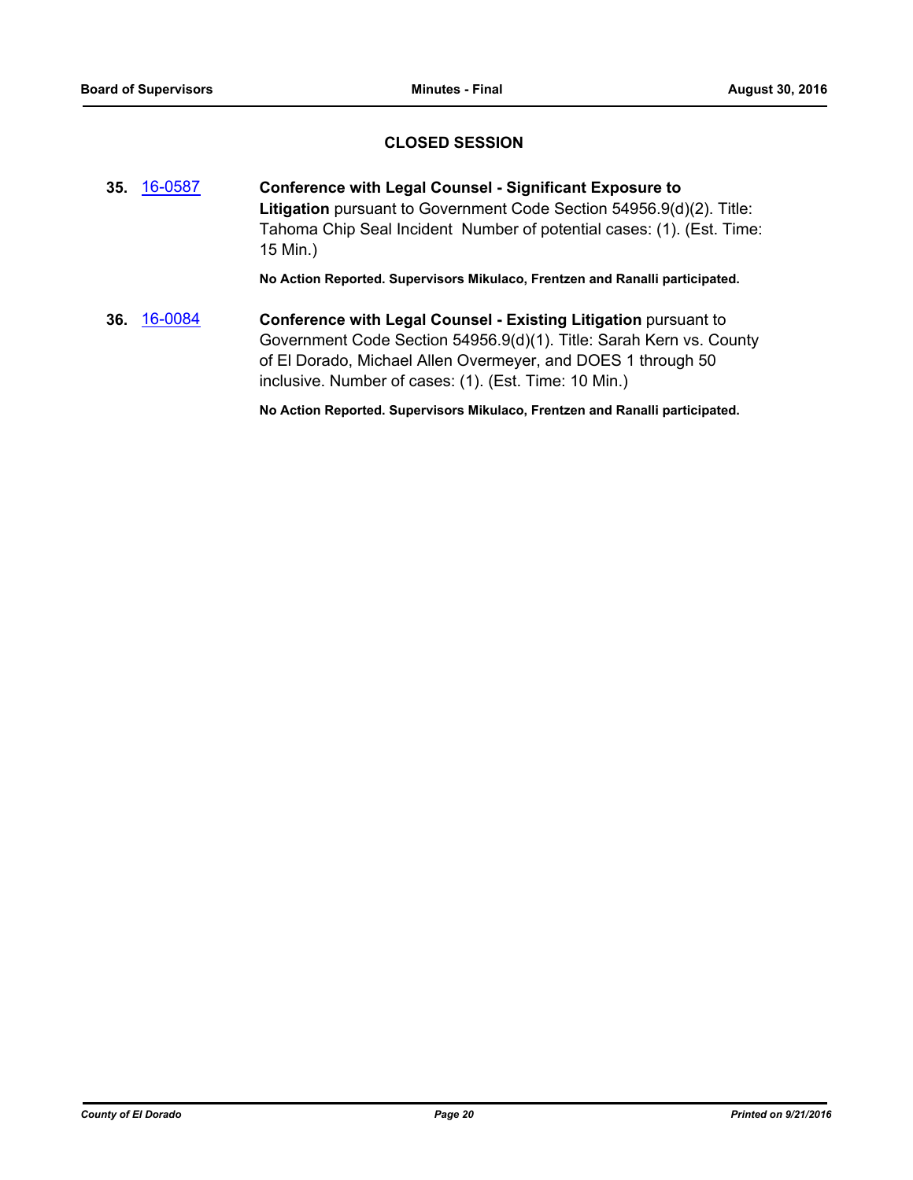## CLOSED SESSION

**35.** 16-0587 **Conference with Legal Counsel - Significant Exposure to Litigation** pursuant to Government Code Section 54956.9(d)(2). Title: Tahoma Chip Seal Incident Number of potential cases: (1). (Est. Time: 15 Min.)

**No Action Reported. Supervisors Mikulaco, Frentzen and Ranalli participated.**

**36.** 16-0084 **Conference with Legal Counsel - Existing Litigation** pursuant to Government Code Section 54956.9(d)(1). Title: Sarah Kern vs. County of El Dorado, Michael Allen Overmeyer, and DOES 1 through 50 inclusive. Number of cases: (1). (Est. Time: 10 Min.)

**No Action Reported. Supervisors Mikulaco, Frentzen and Ranalli participated.**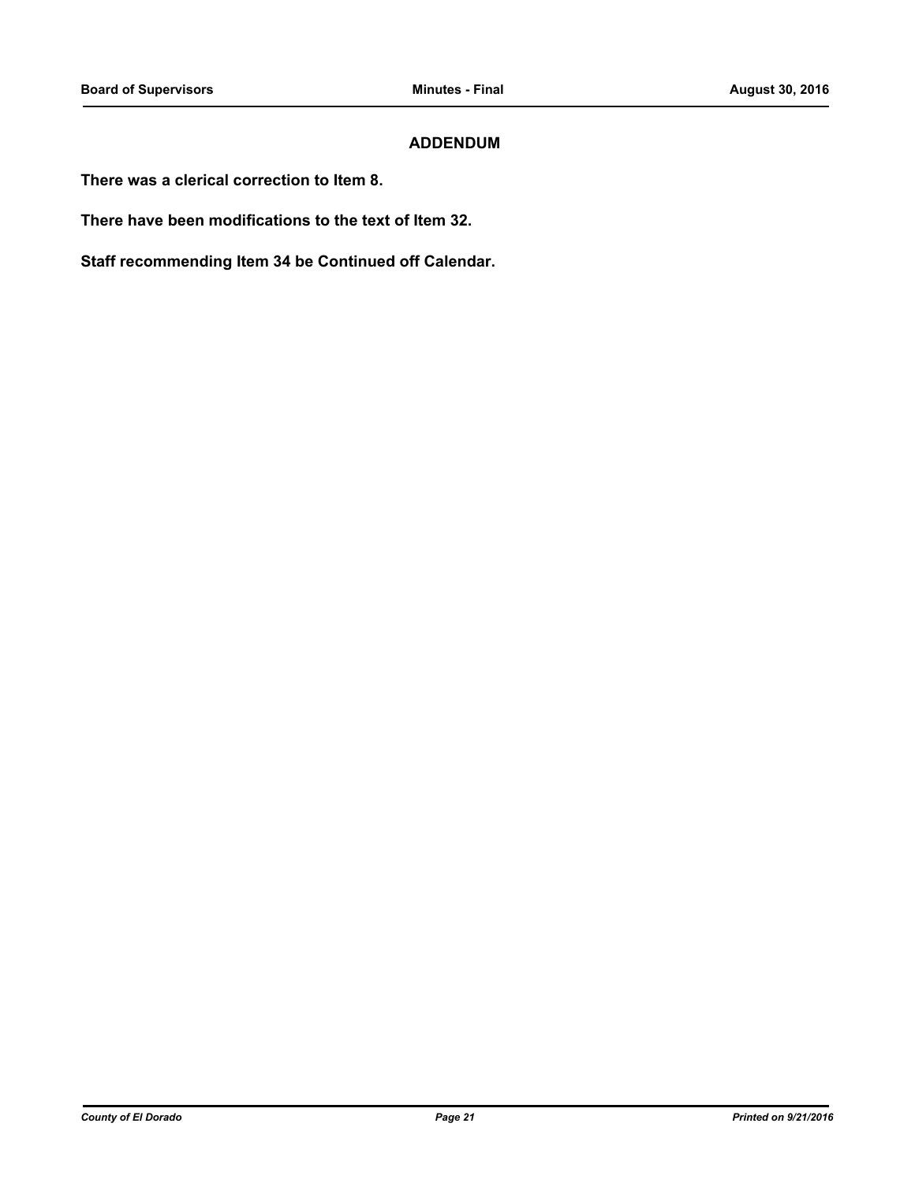## ADDENDUM

**There was a clerical correction to Item 8.**

**There have been modifications to the text of Item 32.**

**Staff recommending Item 34 be Continued off Calendar.**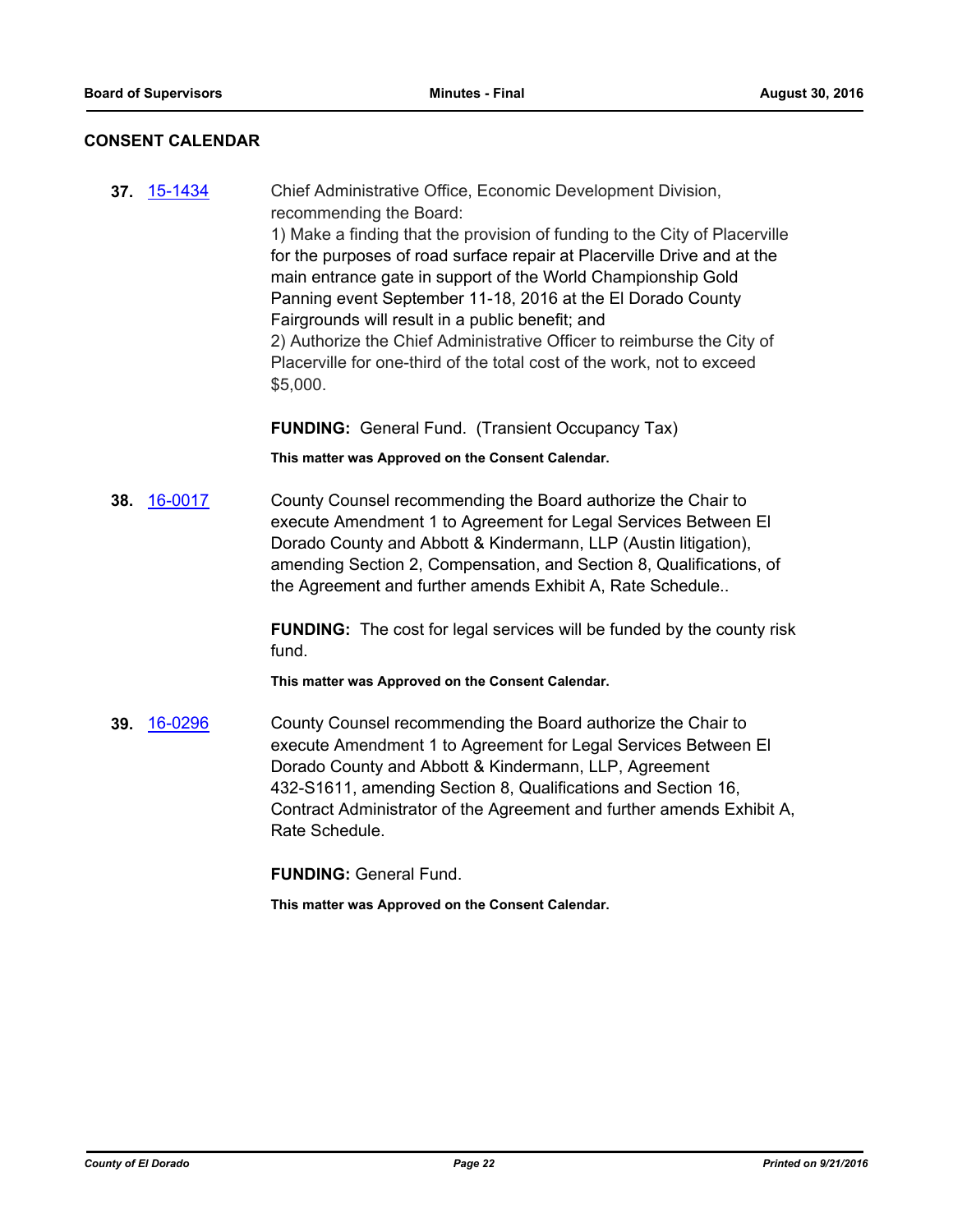## CONSENT CALENDAR

**37.** 15-1434 Chief Administrative Office, Economic Development Division, recommending the Board:
1) Make a finding that the provision of funding to the City of Placerville for the purposes of road surface repair at Placerville Drive and at the main entrance gate in support of the World Championship Gold Panning event September 11-18, 2016 at the El Dorado County Fairgrounds will result in a public benefit; and
2) Authorize the Chief Administrative Officer to reimburse the City of Placerville for one-third of the total cost of the work, not to exceed $5,000.

**FUNDING:** General Fund. (Transient Occupancy Tax)

**This matter was Approved on the Consent Calendar.**

**38.** 16-0017 County Counsel recommending the Board authorize the Chair to execute Amendment 1 to Agreement for Legal Services Between El Dorado County and Abbott & Kindermann, LLP (Austin litigation), amending Section 2, Compensation, and Section 8, Qualifications, of the Agreement and further amends Exhibit A, Rate Schedule..

**FUNDING:** The cost for legal services will be funded by the county risk fund.

**This matter was Approved on the Consent Calendar.**

**39.** 16-0296 County Counsel recommending the Board authorize the Chair to execute Amendment 1 to Agreement for Legal Services Between El Dorado County and Abbott & Kindermann, LLP, Agreement 432-S1611, amending Section 8, Qualifications and Section 16, Contract Administrator of the Agreement and further amends Exhibit A, Rate Schedule.

**FUNDING:** General Fund.

**This matter was Approved on the Consent Calendar.**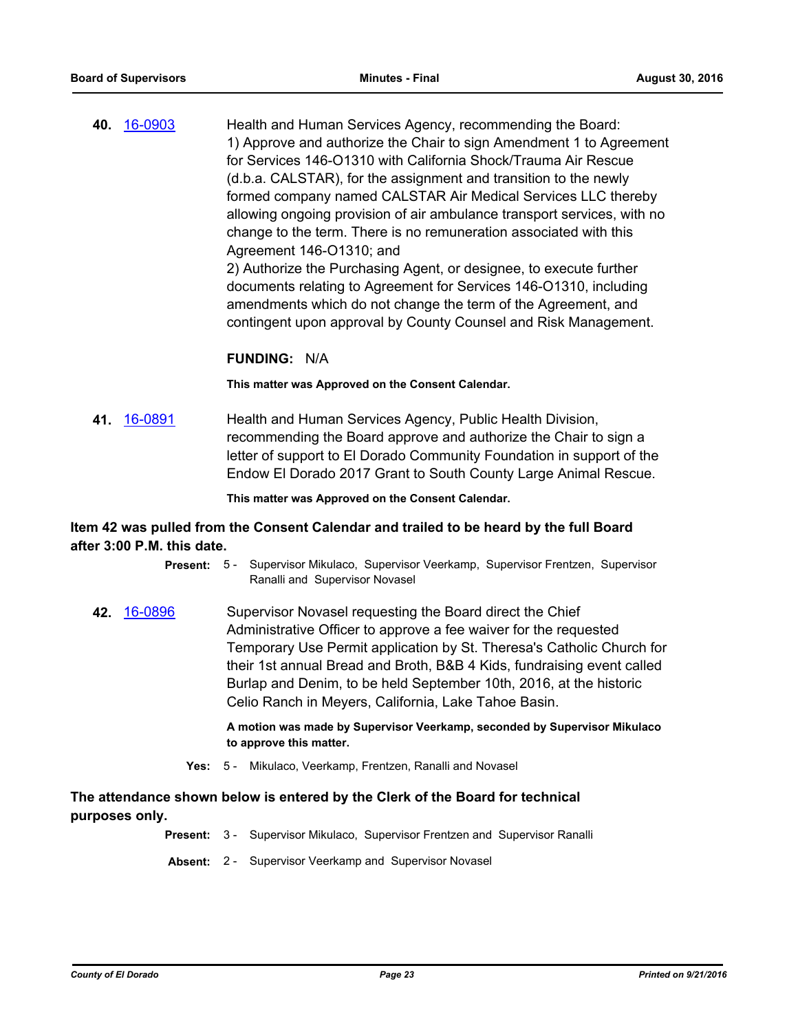**40.** 16-0903

Health and Human Services Agency, recommending the Board:
1) Approve and authorize the Chair to sign Amendment 1 to Agreement for Services 146-O1310 with California Shock/Trauma Air Rescue (d.b.a. CALSTAR), for the assignment and transition to the newly formed company named CALSTAR Air Medical Services LLC thereby allowing ongoing provision of air ambulance transport services, with no change to the term. There is no remuneration associated with this Agreement 146-O1310; and
2) Authorize the Purchasing Agent, or designee, to execute further documents relating to Agreement for Services 146-O1310, including amendments which do not change the term of the Agreement, and contingent upon approval by County Counsel and Risk Management.

**FUNDING:** N/A

**This matter was Approved on the Consent Calendar.**

**41.** 16-0891

Health and Human Services Agency, Public Health Division, recommending the Board approve and authorize the Chair to sign a letter of support to El Dorado Community Foundation in support of the Endow El Dorado 2017 Grant to South County Large Animal Rescue.

**This matter was Approved on the Consent Calendar.**

**Item 42 was pulled from the Consent Calendar and trailed to be heard by the full Board after 3:00 P.M. this date.**

**Present:** 5 - Supervisor Mikulaco, Supervisor Veerkamp, Supervisor Frentzen, Supervisor Ranalli and Supervisor Novasel

**42.** 16-0896

Supervisor Novasel requesting the Board direct the Chief Administrative Officer to approve a fee waiver for the requested Temporary Use Permit application by St. Theresa's Catholic Church for their 1st annual Bread and Broth, B&B 4 Kids, fundraising event called Burlap and Denim, to be held September 10th, 2016, at the historic Celio Ranch in Meyers, California, Lake Tahoe Basin.

**A motion was made by Supervisor Veerkamp, seconded by Supervisor Mikulaco to approve this matter.**

**Yes:** 5 - Mikulaco, Veerkamp, Frentzen, Ranalli and Novasel

**The attendance shown below is entered by the Clerk of the Board for technical purposes only.**

**Present:** 3 - Supervisor Mikulaco, Supervisor Frentzen and Supervisor Ranalli

**Absent:** 2 - Supervisor Veerkamp and Supervisor Novasel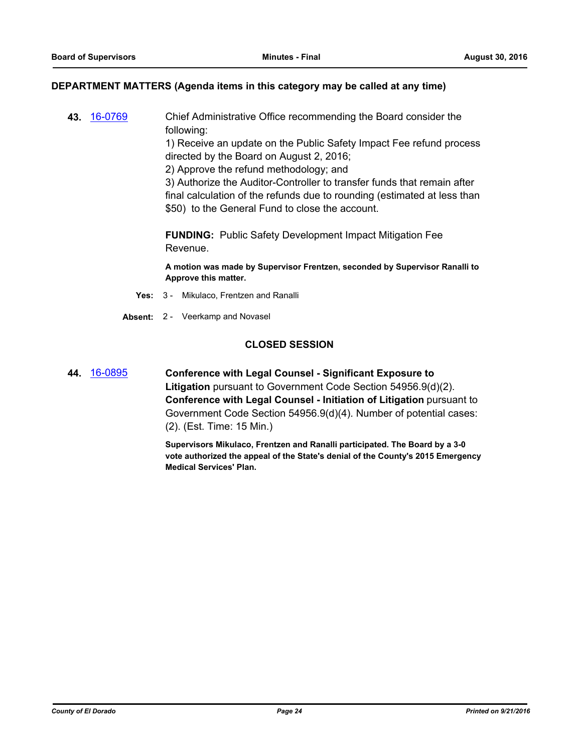## DEPARTMENT MATTERS (Agenda items in this category may be called at any time)

**43.** 16-0769

Chief Administrative Office recommending the Board consider the following:
1) Receive an update on the Public Safety Impact Fee refund process directed by the Board on August 2, 2016;
2) Approve the refund methodology; and
3) Authorize the Auditor-Controller to transfer funds that remain after final calculation of the refunds due to rounding (estimated at less than $50) to the General Fund to close the account.

**FUNDING:** Public Safety Development Impact Mitigation Fee Revenue.

**A motion was made by Supervisor Frentzen, seconded by Supervisor Ranalli to Approve this matter.**

**Yes:** 3 - Mikulaco, Frentzen and Ranalli

**Absent:** 2 - Veerkamp and Novasel

## CLOSED SESSION

**44.** 16-0895

**Conference with Legal Counsel - Significant Exposure to Litigation** pursuant to Government Code Section 54956.9(d)(2). **Conference with Legal Counsel - Initiation of Litigation** pursuant to Government Code Section 54956.9(d)(4). Number of potential cases: (2). (Est. Time: 15 Min.)

**Supervisors Mikulaco, Frentzen and Ranalli participated. The Board by a 3-0 vote authorized the appeal of the State's denial of the County's 2015 Emergency Medical Services' Plan.**